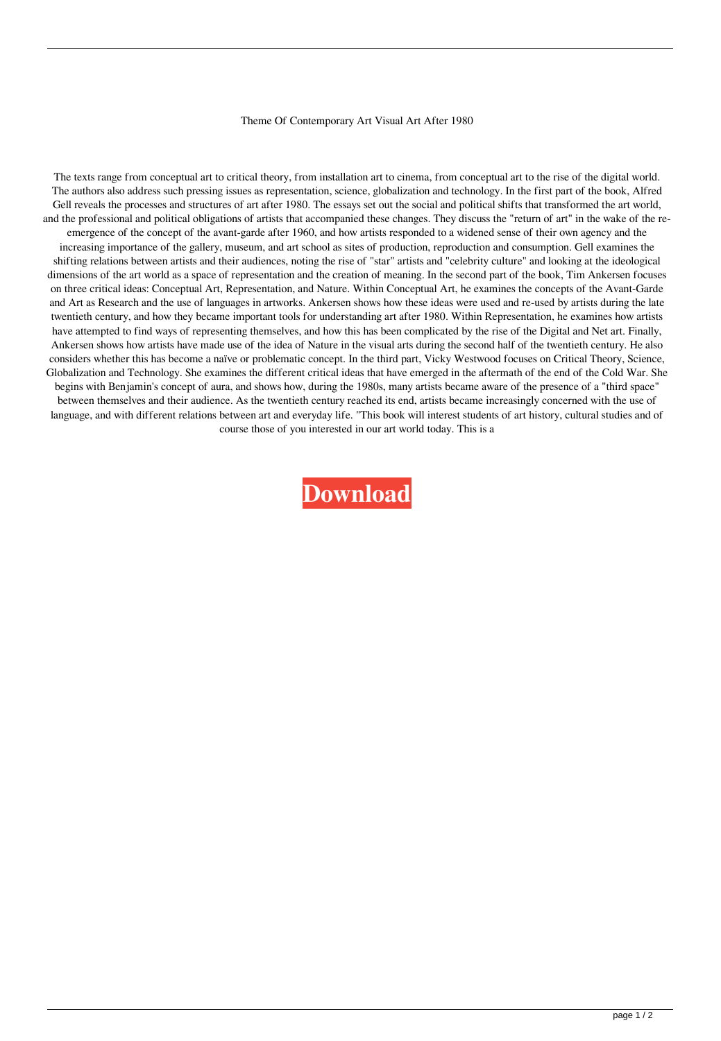# Theme Of Contemporary Art Visual Art After 1980

The texts range from conceptual art to critical theory, from installation art to cinema, from conceptual art to the rise of the digital world. The authors also address such pressing issues as representation, science, globalization and technology. In the first part of the book, Alfred Gell reveals the processes and structures of art after 1980. The essays set out the social and political shifts that transformed the art world, and the professional and political obligations of artists that accompanied these changes. They discuss the "return of art" in the wake of the re-emergence of the concept of the avant-garde after 1960, and how artists responded to a widened sense of their own agency and the increasing importance of the gallery, museum, and art school as sites of production, reproduction and consumption. Gell examines the shifting relations between artists and their audiences, noting the rise of "star" artists and "celebrity culture" and looking at the ideological dimensions of the art world as a space of representation and the creation of meaning. In the second part of the book, Tim Ankersen focuses on three critical ideas: Conceptual Art, Representation, and Nature. Within Conceptual Art, he examines the concepts of the Avant-Garde and Art as Research and the use of languages in artworks. Ankersen shows how these ideas were used and re-used by artists during the late twentieth century, and how they became important tools for understanding art after 1980. Within Representation, he examines how artists have attempted to find ways of representing themselves, and how this has been complicated by the rise of the Digital and Net art. Finally, Ankersen shows how artists have made use of the idea of Nature in the visual arts during the second half of the twentieth century. He also considers whether this has become a naïve or problematic concept. In the third part, Vicky Westwood focuses on Critical Theory, Science, Globalization and Technology. She examines the different critical ideas that have emerged in the aftermath of the end of the Cold War. She begins with Benjamin's concept of aura, and shows how, during the 1980s, many artists became aware of the presence of a "third space" between themselves and their audience. As the twentieth century reached its end, artists became increasingly concerned with the use of language, and with different relations between art and everyday life. "This book will interest students of art history, cultural studies and of course those of you interested in our art world today. This is a

**Download**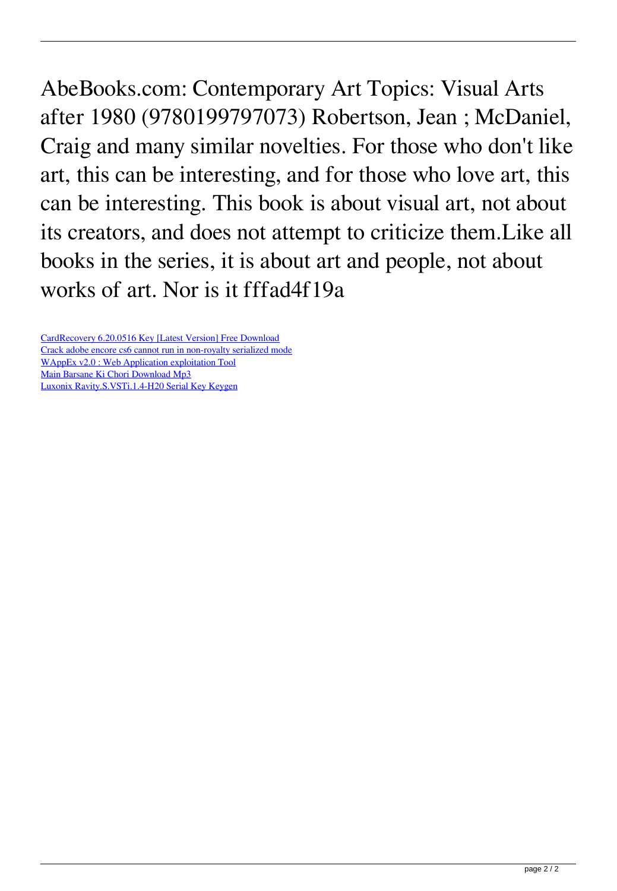AbeBooks.com: Contemporary Art Topics: Visual Arts after 1980 (9780199797073) Robertson, Jean ; McDaniel, Craig and many similar novelties. For those who don't like art, this can be interesting, and for those who love art, this can be interesting. This book is about visual art, not about its creators, and does not attempt to criticize them.Like all books in the series, it is about art and people, not about works of art. Nor is it fffad4f19a

CardRecovery 6.20.0516 Key [Latest Version] Free Download
Crack adobe encore cs6 cannot run in non-royalty serialized mode
WAppEx v2.0 : Web Application exploitation Tool
Main Barsane Ki Chori Download Mp3
Luxonix Ravity.S.VSTi.1.4-H20 Serial Key Keygen